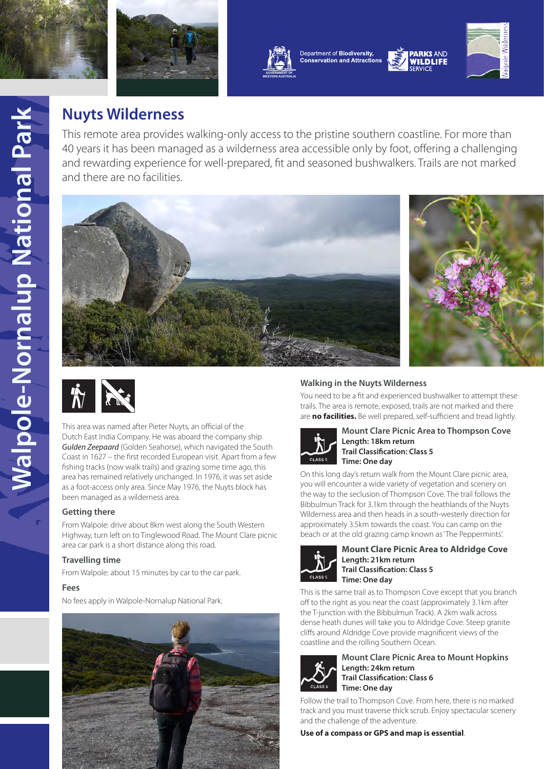Department of **Biodiversity, Conservation and Attractions**

**PARKS AND WILDLIFE SERVICE**

# Walpole-Nornalup National Park

## Nuyts Wilderness

This remote area provides walking-only access to the pristine southern coastline. For more than 40 years it has been managed as a wilderness area accessible only by foot, offering a challenging and rewarding experience for well-prepared, fit and seasoned bushwalkers. Trails are not marked and there are no facilities.

This area was named after Pieter Nuyts, an official of the Dutch East India Company. He was aboard the company ship ***Gulden Zeepaard*** (Golden Seahorse), which navigated the South Coast in 1627 – the first recorded European visit. Apart from a few fishing tracks (now walk trails) and grazing some time ago, this area has remained relatively unchanged. In 1976, it was set aside as a foot-access only area. Since May 1976, the Nuyts block has been managed as a wilderness area.

### Getting there

From Walpole: drive about 8km west along the South Western Highway, turn left on to Tinglewood Road. The Mount Clare picnic area car park is a short distance along this road.

### Travelling time

From Walpole: about 15 minutes by car to the car park.

### Fees

No fees apply in Walpole-Nornalup National Park.

### Walking in the Nuyts Wilderness

You need to be a fit and experienced bushwalker to attempt these trails. The area is remote, exposed, trails are not marked and there are **no facilities.** Be well prepared, self-sufficient and tread lightly.

#### Mount Clare Picnic Area to Thompson Cove

**Length: 18km return**
**Trail Classification: Class 5**
**Time: One day**

On this long day's return walk from the Mount Clare picnic area, you will encounter a wide variety of vegetation and scenery on the way to the seclusion of Thompson Cove. The trail follows the Bibbulmun Track for 3.1km through the heathlands of the Nuyts Wilderness area and then heads in a south-westerly direction for approximately 3.5km towards the coast. You can camp on the beach or at the old grazing camp known as 'The Peppermints'.

#### Mount Clare Picnic Area to Aldridge Cove

**Length: 21km return**
**Trail Classification: Class 5**
**Time: One day**

This is the same trail as to Thompson Cove except that you branch off to the right as you near the coast (approximately 3.1km after the T-junction with the Bibbulmun Track). A 2km walk across dense heath dunes will take you to Aldridge Cove. Steep granite cliffs around Aldridge Cove provide magnificent views of the coastline and the rolling Southern Ocean.

#### Mount Clare Picnic Area to Mount Hopkins

**Length: 24km return**
**Trail Classification: Class 6**
**Time: One day**

Follow the trail to Thompson Cove. From here, there is no marked track and you must traverse thick scrub. Enjoy spectacular scenery and the challenge of the adventure.

**Use of a compass or GPS and map is essential**.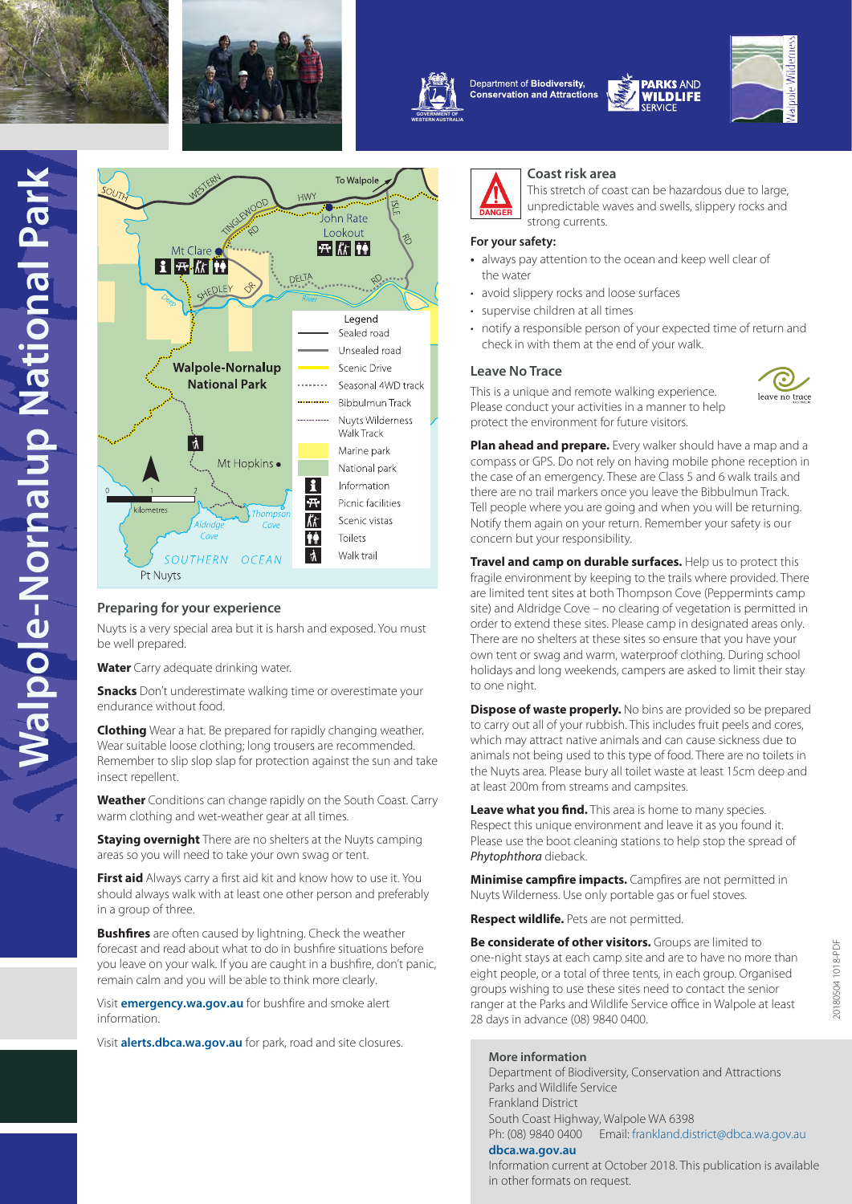# Walpole-Nornalup National Park

Department of Biodiversity, Conservation and Attractions

PARKS AND WILDLIFE SERVICE

SOUTH WESTERN HWY

To Walpole

TINGLEWOOD RD

John Rate Lookout

ISLE RD

Mt Clare

SHEDLEY DR

DELTA RD

Deep River

Walpole-Nornalup National Park

Mt Hopkins

0 1 2

kilometres

Aldridge Cove

Thompson Cove

SOUTHERN OCEAN

Pt Nuyts

Legend

- Sealed road
- Unsealed road
- Scenic Drive
- Seasonal 4WD track
- Bibbulmun Track
- Nuyts Wilderness Walk Track
- Marine park
- National park
- Information
- Picnic facilities
- Scenic vistas
- Toilets
- Walk trail

## Preparing for your experience

Nuyts is a very special area but it is harsh and exposed. You must be well prepared.

**Water** Carry adequate drinking water.

**Snacks** Don't underestimate walking time or overestimate your endurance without food.

**Clothing** Wear a hat. Be prepared for rapidly changing weather. Wear suitable loose clothing; long trousers are recommended. Remember to slip slop slap for protection against the sun and take insect repellent.

**Weather** Conditions can change rapidly on the South Coast. Carry warm clothing and wet-weather gear at all times.

**Staying overnight** There are no shelters at the Nuyts camping areas so you will need to take your own swag or tent.

**First aid** Always carry a first aid kit and know how to use it. You should always walk with at least one other person and preferably in a group of three.

**Bushfires** are often caused by lightning. Check the weather forecast and read about what to do in bushfire situations before you leave on your walk. If you are caught in a bushfire, don't panic, remain calm and you will be able to think more clearly.

Visit **emergency.wa.gov.au** for bushfire and smoke alert information.

Visit **alerts.dbca.wa.gov.au** for park, road and site closures.

## Coast risk area

DANGER

This stretch of coast can be hazardous due to large, unpredictable waves and swells, slippery rocks and strong currents.

**For your safety:**

- always pay attention to the ocean and keep well clear of the water
- avoid slippery rocks and loose surfaces
- supervise children at all times
- notify a responsible person of your expected time of return and check in with them at the end of your walk.

## Leave No Trace

This is a unique and remote walking experience. Please conduct your activities in a manner to help protect the environment for future visitors.

**Plan ahead and prepare.** Every walker should have a map and a compass or GPS. Do not rely on having mobile phone reception in the case of an emergency. These are Class 5 and 6 walk trails and there are no trail markers once you leave the Bibbulmun Track. Tell people where you are going and when you will be returning. Notify them again on your return. Remember your safety is our concern but your responsibility.

**Travel and camp on durable surfaces.** Help us to protect this fragile environment by keeping to the trails where provided. There are limited tent sites at both Thompson Cove (Peppermints camp site) and Aldridge Cove – no clearing of vegetation is permitted in order to extend these sites. Please camp in designated areas only. There are no shelters at these sites so ensure that you have your own tent or swag and warm, waterproof clothing. During school holidays and long weekends, campers are asked to limit their stay to one night.

**Dispose of waste properly.** No bins are provided so be prepared to carry out all of your rubbish. This includes fruit peels and cores, which may attract native animals and can cause sickness due to animals not being used to this type of food. There are no toilets in the Nuyts area. Please bury all toilet waste at least 15cm deep and at least 200m from streams and campsites.

**Leave what you find.** This area is home to many species. Respect this unique environment and leave it as you found it. Please use the boot cleaning stations to help stop the spread of *Phytophthora* dieback.

**Minimise campfire impacts.** Campfires are not permitted in Nuyts Wilderness. Use only portable gas or fuel stoves.

**Respect wildlife.** Pets are not permitted.

**Be considerate of other visitors.** Groups are limited to one-night stays at each camp site and are to have no more than eight people, or a total of three tents, in each group. Organised groups wishing to use these sites need to contact the senior ranger at the Parks and Wildlife Service office in Walpole at least 28 days in advance (08) 9840 0400.

### More information

Department of Biodiversity, Conservation and Attractions
Parks and Wildlife Service
Frankland District
South Coast Highway, Walpole WA 6398
Ph: (08) 9840 0400 Email: frankland.district@dbca.wa.gov.au

**dbca.wa.gov.au**

Information current at October 2018. This publication is available in other formats on request.

20180504 1018-PDF